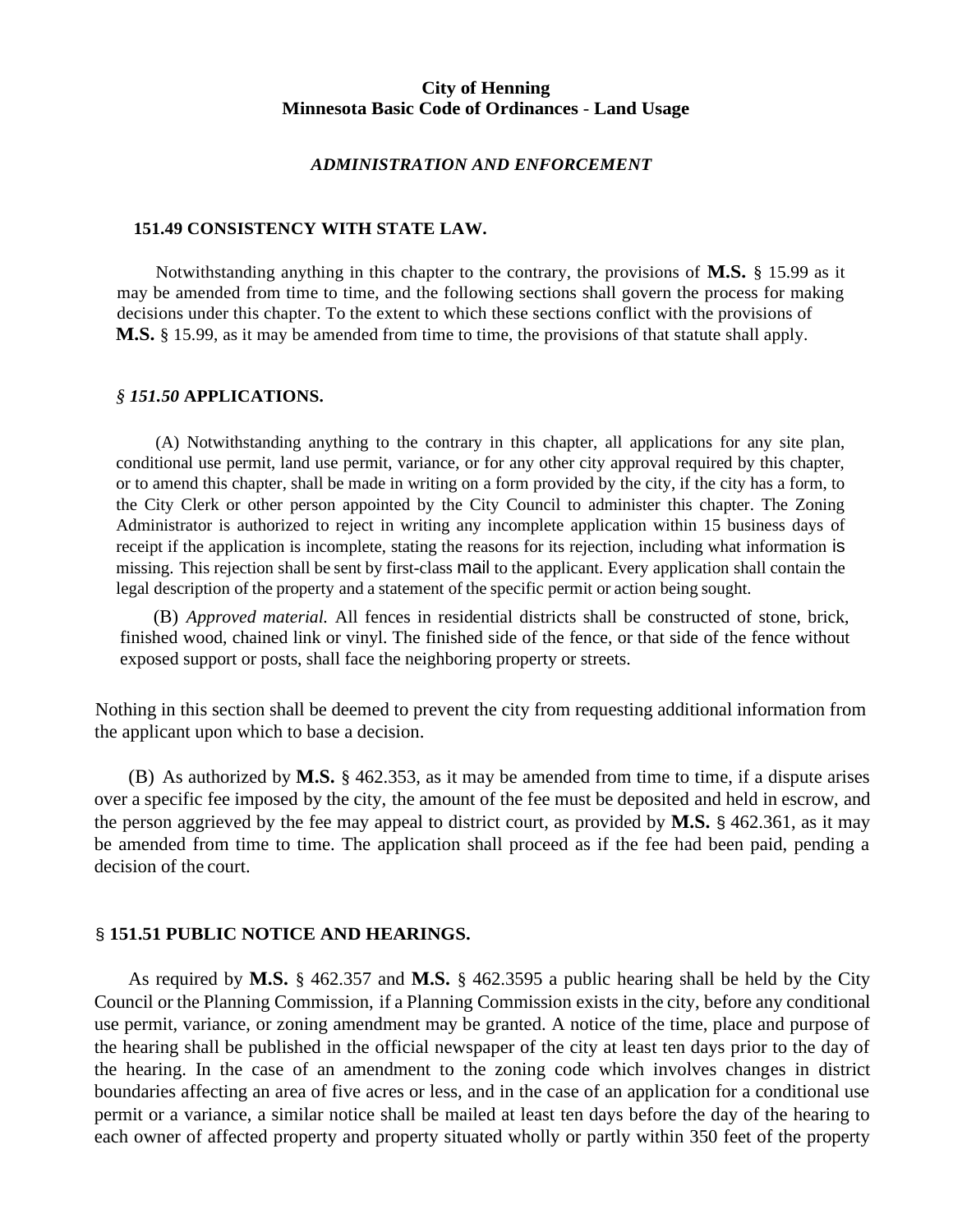**City of Henning**
**Minnesota Basic Code of Ordinances - Land Usage**

***ADMINISTRATION AND ENFORCEMENT***

### 151.49 CONSISTENCY WITH STATE LAW.

Notwithstanding anything in this chapter to the contrary, the provisions of **M.S.** § 15.99 as it may be amended from time to time, and the following sections shall govern the process for making decisions under this chapter. To the extent to which these sections conflict with the provisions of **M.S.** § 15.99, as it may be amended from time to time, the provisions of that statute shall apply.

### *§ 151.50* APPLICATIONS.

(A) Notwithstanding anything to the contrary in this chapter, all applications for any site plan, conditional use permit, land use permit, variance, or for any other city approval required by this chapter, or to amend this chapter, shall be made in writing on a form provided by the city, if the city has a form, to the City Clerk or other person appointed by the City Council to administer this chapter. The Zoning Administrator is authorized to reject in writing any incomplete application within 15 business days of receipt if the application is incomplete, stating the reasons for its rejection, including what information is missing. This rejection shall be sent by first-class mail to the applicant. Every application shall contain the legal description of the property and a statement of the specific permit or action being sought.

(B) *Approved material.* All fences in residential districts shall be constructed of stone, brick, finished wood, chained link or vinyl. The finished side of the fence, or that side of the fence without exposed support or posts, shall face the neighboring property or streets.

Nothing in this section shall be deemed to prevent the city from requesting additional information from the applicant upon which to base a decision.

(B) As authorized by **M.S.** § 462.353, as it may be amended from time to time, if a dispute arises over a specific fee imposed by the city, the amount of the fee must be deposited and held in escrow, and the person aggrieved by the fee may appeal to district court, as provided by **M.S.** § 462.361, as it may be amended from time to time. The application shall proceed as if the fee had been paid, pending a decision of the court.

### § 151.51 PUBLIC NOTICE AND HEARINGS.

As required by **M.S.** § 462.357 and **M.S.** § 462.3595 a public hearing shall be held by the City Council or the Planning Commission, if a Planning Commission exists in the city, before any conditional use permit, variance, or zoning amendment may be granted. A notice of the time, place and purpose of the hearing shall be published in the official newspaper of the city at least ten days prior to the day of the hearing. In the case of an amendment to the zoning code which involves changes in district boundaries affecting an area of five acres or less, and in the case of an application for a conditional use permit or a variance, a similar notice shall be mailed at least ten days before the day of the hearing to each owner of affected property and property situated wholly or partly within 350 feet of the property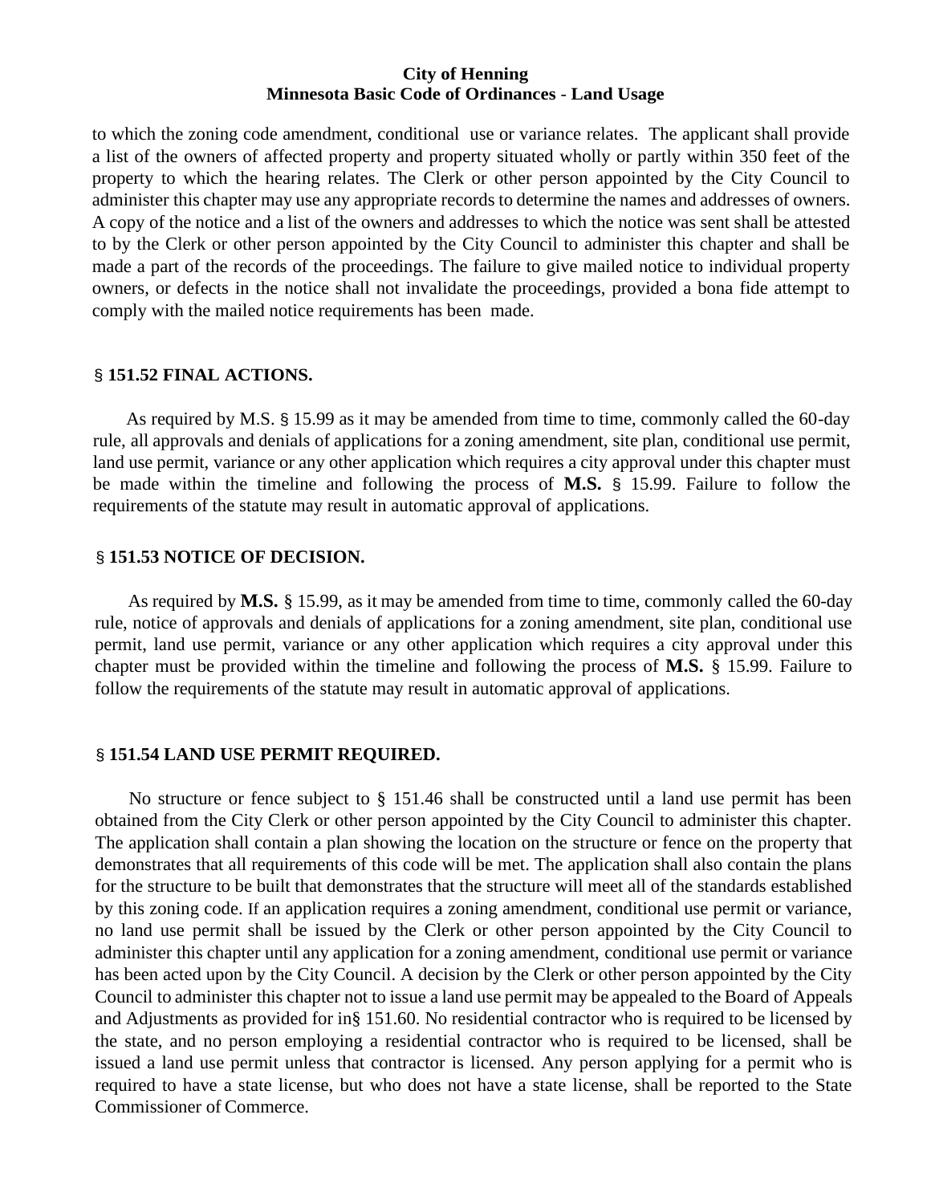to which the zoning code amendment, conditional use or variance relates. The applicant shall provide a list of the owners of affected property and property situated wholly or partly within 350 feet of the property to which the hearing relates. The Clerk or other person appointed by the City Council to administer this chapter may use any appropriate records to determine the names and addresses of owners. A copy of the notice and a list of the owners and addresses to which the notice was sent shall be attested to by the Clerk or other person appointed by the City Council to administer this chapter and shall be made a part of the records of the proceedings. The failure to give mailed notice to individual property owners, or defects in the notice shall not invalidate the proceedings, provided a bona fide attempt to comply with the mailed notice requirements has been made.

### § 151.52 FINAL ACTIONS.

As required by M.S. § 15.99 as it may be amended from time to time, commonly called the 60-day rule, all approvals and denials of applications for a zoning amendment, site plan, conditional use permit, land use permit, variance or any other application which requires a city approval under this chapter must be made within the timeline and following the process of **M.S.** § 15.99. Failure to follow the requirements of the statute may result in automatic approval of applications.

### § 151.53 NOTICE OF DECISION.

As required by **M.S.** § 15.99, as it may be amended from time to time, commonly called the 60-day rule, notice of approvals and denials of applications for a zoning amendment, site plan, conditional use permit, land use permit, variance or any other application which requires a city approval under this chapter must be provided within the timeline and following the process of **M.S.** § 15.99. Failure to follow the requirements of the statute may result in automatic approval of applications.

### § 151.54 LAND USE PERMIT REQUIRED.

No structure or fence subject to § 151.46 shall be constructed until a land use permit has been obtained from the City Clerk or other person appointed by the City Council to administer this chapter. The application shall contain a plan showing the location on the structure or fence on the property that demonstrates that all requirements of this code will be met. The application shall also contain the plans for the structure to be built that demonstrates that the structure will meet all of the standards established by this zoning code. If an application requires a zoning amendment, conditional use permit or variance, no land use permit shall be issued by the Clerk or other person appointed by the City Council to administer this chapter until any application for a zoning amendment, conditional use permit or variance has been acted upon by the City Council. A decision by the Clerk or other person appointed by the City Council to administer this chapter not to issue a land use permit may be appealed to the Board of Appeals and Adjustments as provided for in§ 151.60. No residential contractor who is required to be licensed by the state, and no person employing a residential contractor who is required to be licensed, shall be issued a land use permit unless that contractor is licensed. Any person applying for a permit who is required to have a state license, but who does not have a state license, shall be reported to the State Commissioner of Commerce.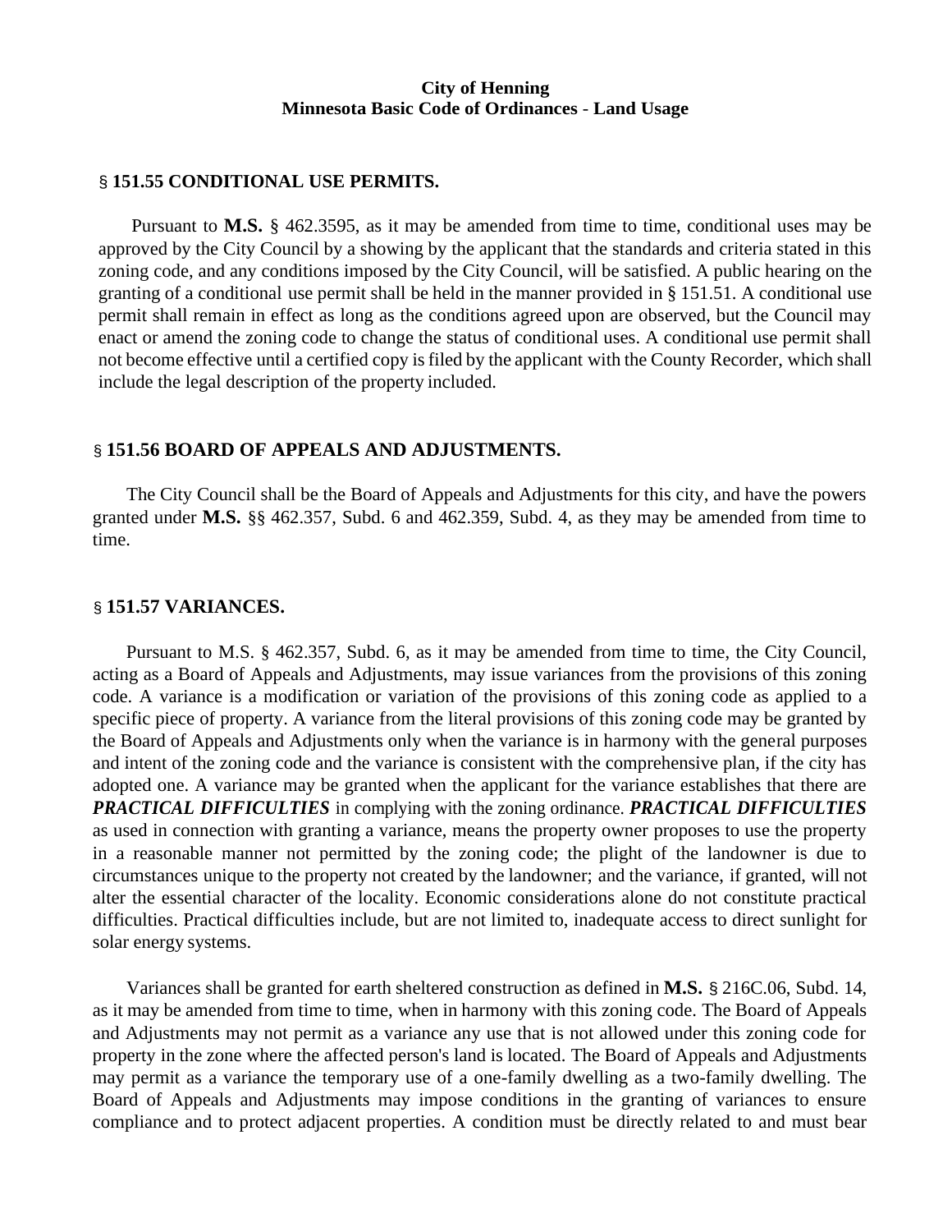**City of Henning**
**Minnesota Basic Code of Ordinances - Land Usage**

## § 151.55 CONDITIONAL USE PERMITS.

Pursuant to **M.S.** § 462.3595, as it may be amended from time to time, conditional uses may be approved by the City Council by a showing by the applicant that the standards and criteria stated in this zoning code, and any conditions imposed by the City Council, will be satisfied. A public hearing on the granting of a conditional use permit shall be held in the manner provided in § 151.51. A conditional use permit shall remain in effect as long as the conditions agreed upon are observed, but the Council may enact or amend the zoning code to change the status of conditional uses. A conditional use permit shall not become effective until a certified copy is filed by the applicant with the County Recorder, which shall include the legal description of the property included.

## § 151.56 BOARD OF APPEALS AND ADJUSTMENTS.

The City Council shall be the Board of Appeals and Adjustments for this city, and have the powers granted under **M.S.** §§ 462.357, Subd. 6 and 462.359, Subd. 4, as they may be amended from time to time.

## § 151.57 VARIANCES.

Pursuant to M.S. § 462.357, Subd. 6, as it may be amended from time to time, the City Council, acting as a Board of Appeals and Adjustments, may issue variances from the provisions of this zoning code. A variance is a modification or variation of the provisions of this zoning code as applied to a specific piece of property. A variance from the literal provisions of this zoning code may be granted by the Board of Appeals and Adjustments only when the variance is in harmony with the general purposes and intent of the zoning code and the variance is consistent with the comprehensive plan, if the city has adopted one. A variance may be granted when the applicant for the variance establishes that there are ***PRACTICAL DIFFICULTIES*** in complying with the zoning ordinance. ***PRACTICAL DIFFICULTIES*** as used in connection with granting a variance, means the property owner proposes to use the property in a reasonable manner not permitted by the zoning code; the plight of the landowner is due to circumstances unique to the property not created by the landowner; and the variance, if granted, will not alter the essential character of the locality. Economic considerations alone do not constitute practical difficulties. Practical difficulties include, but are not limited to, inadequate access to direct sunlight for solar energy systems.

Variances shall be granted for earth sheltered construction as defined in **M.S.** § 216C.06, Subd. 14, as it may be amended from time to time, when in harmony with this zoning code. The Board of Appeals and Adjustments may not permit as a variance any use that is not allowed under this zoning code for property in the zone where the affected person's land is located. The Board of Appeals and Adjustments may permit as a variance the temporary use of a one-family dwelling as a two-family dwelling. The Board of Appeals and Adjustments may impose conditions in the granting of variances to ensure compliance and to protect adjacent properties. A condition must be directly related to and must bear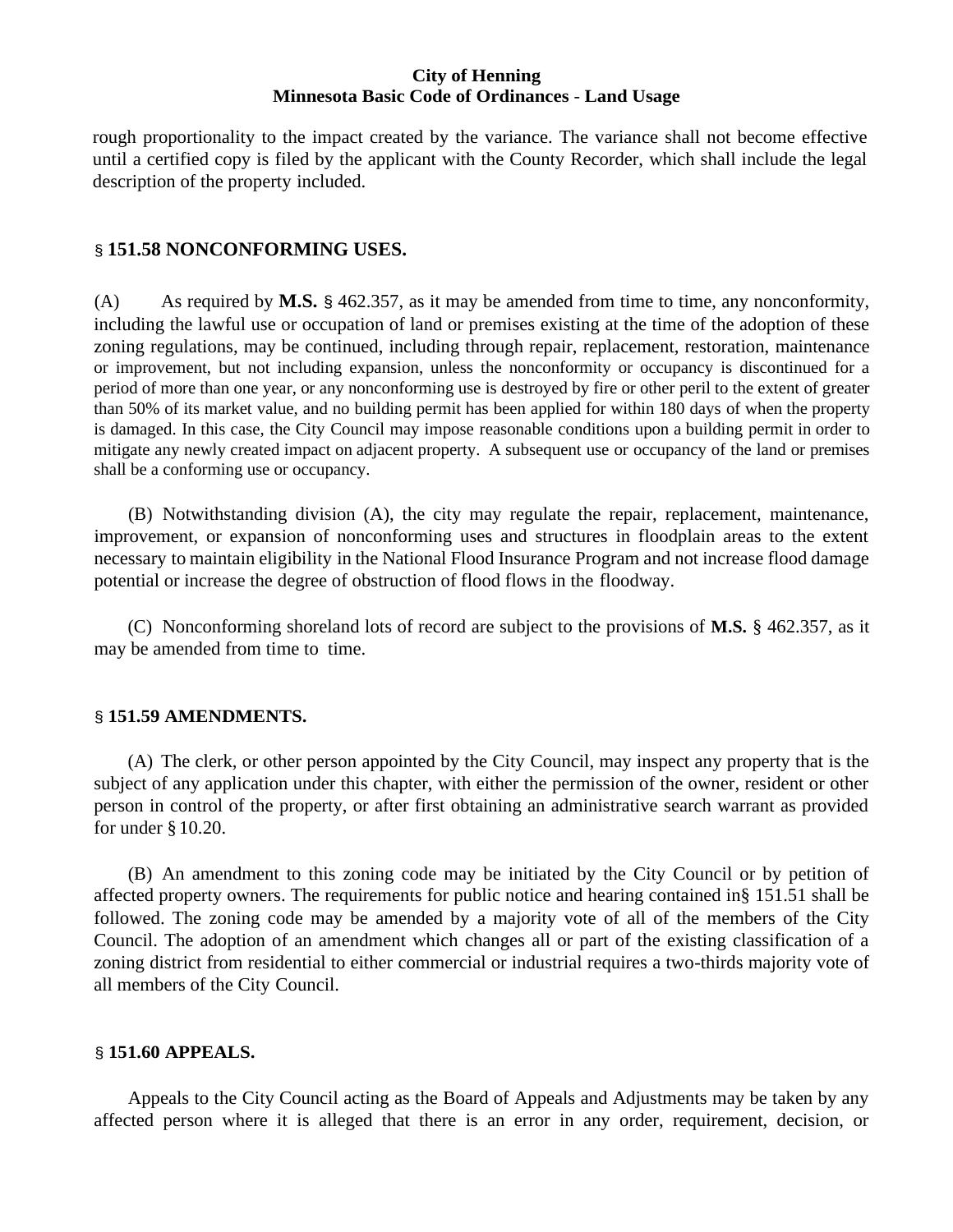rough proportionality to the impact created by the variance. The variance shall not become effective until a certified copy is filed by the applicant with the County Recorder, which shall include the legal description of the property included.

## § 151.58 NONCONFORMING USES.

(A) As required by **M.S.** § 462.357, as it may be amended from time to time, any nonconformity, including the lawful use or occupation of land or premises existing at the time of the adoption of these zoning regulations, may be continued, including through repair, replacement, restoration, maintenance or improvement, but not including expansion, unless the nonconformity or occupancy is discontinued for a period of more than one year, or any nonconforming use is destroyed by fire or other peril to the extent of greater than 50% of its market value, and no building permit has been applied for within 180 days of when the property is damaged. In this case, the City Council may impose reasonable conditions upon a building permit in order to mitigate any newly created impact on adjacent property. A subsequent use or occupancy of the land or premises shall be a conforming use or occupancy.

(B) Notwithstanding division (A), the city may regulate the repair, replacement, maintenance, improvement, or expansion of nonconforming uses and structures in floodplain areas to the extent necessary to maintain eligibility in the National Flood Insurance Program and not increase flood damage potential or increase the degree of obstruction of flood flows in the floodway.

(C) Nonconforming shoreland lots of record are subject to the provisions of **M.S.** § 462.357, as it may be amended from time to time.

## § 151.59 AMENDMENTS.

(A) The clerk, or other person appointed by the City Council, may inspect any property that is the subject of any application under this chapter, with either the permission of the owner, resident or other person in control of the property, or after first obtaining an administrative search warrant as provided for under § 10.20.

(B) An amendment to this zoning code may be initiated by the City Council or by petition of affected property owners. The requirements for public notice and hearing contained in§ 151.51 shall be followed. The zoning code may be amended by a majority vote of all of the members of the City Council. The adoption of an amendment which changes all or part of the existing classification of a zoning district from residential to either commercial or industrial requires a two-thirds majority vote of all members of the City Council.

## § 151.60 APPEALS.

Appeals to the City Council acting as the Board of Appeals and Adjustments may be taken by any affected person where it is alleged that there is an error in any order, requirement, decision, or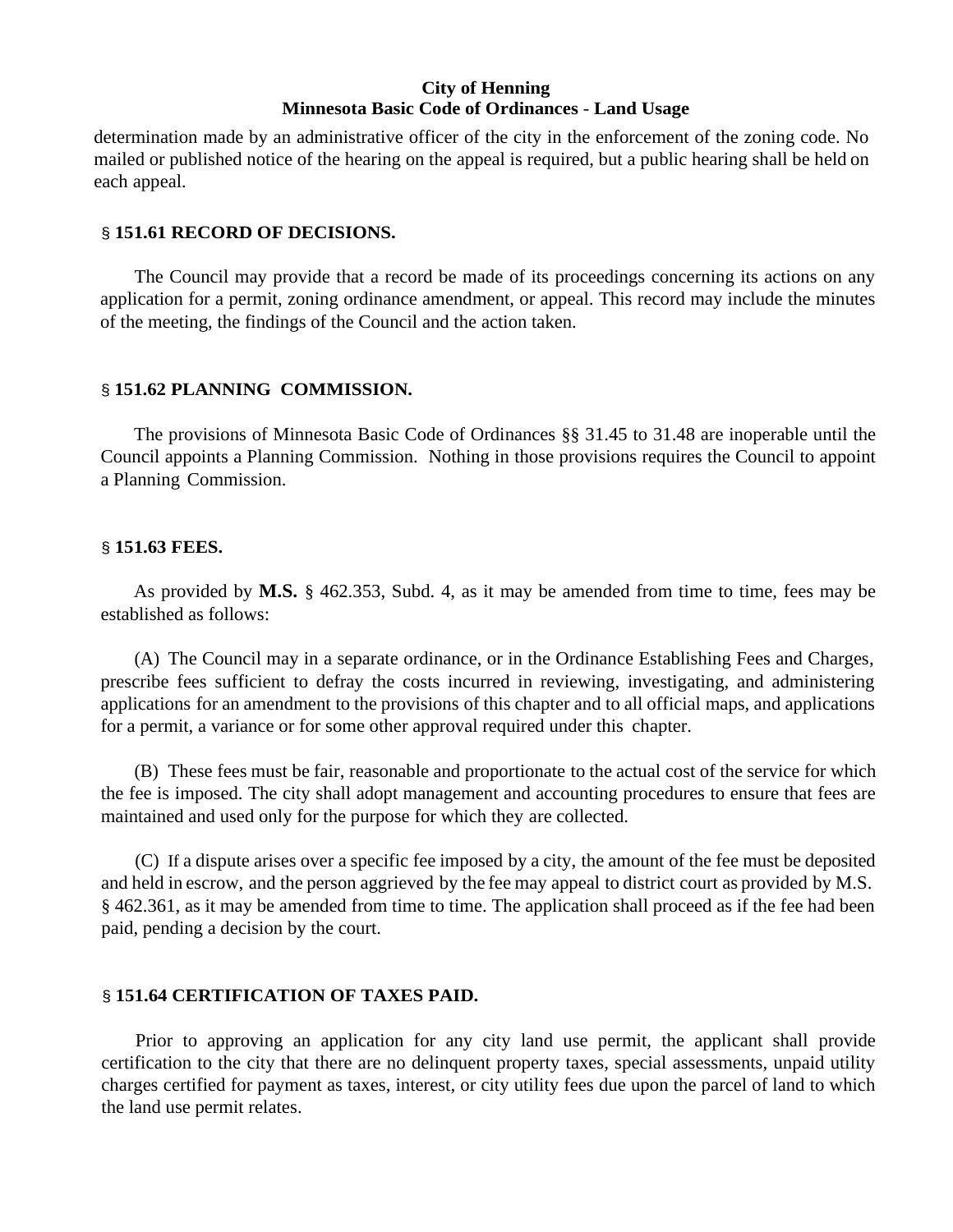determination made by an administrative officer of the city in the enforcement of the zoning code. No mailed or published notice of the hearing on the appeal is required, but a public hearing shall be held on each appeal.

### § 151.61 RECORD OF DECISIONS.

The Council may provide that a record be made of its proceedings concerning its actions on any application for a permit, zoning ordinance amendment, or appeal. This record may include the minutes of the meeting, the findings of the Council and the action taken.

### § 151.62 PLANNING COMMISSION.

The provisions of Minnesota Basic Code of Ordinances §§ 31.45 to 31.48 are inoperable until the Council appoints a Planning Commission. Nothing in those provisions requires the Council to appoint a Planning Commission.

### § 151.63 FEES.

As provided by **M.S.** § 462.353, Subd. 4, as it may be amended from time to time, fees may be established as follows:

(A) The Council may in a separate ordinance, or in the Ordinance Establishing Fees and Charges, prescribe fees sufficient to defray the costs incurred in reviewing, investigating, and administering applications for an amendment to the provisions of this chapter and to all official maps, and applications for a permit, a variance or for some other approval required under this chapter.

(B) These fees must be fair, reasonable and proportionate to the actual cost of the service for which the fee is imposed. The city shall adopt management and accounting procedures to ensure that fees are maintained and used only for the purpose for which they are collected.

(C) If a dispute arises over a specific fee imposed by a city, the amount of the fee must be deposited and held in escrow, and the person aggrieved by the fee may appeal to district court as provided by M.S. § 462.361, as it may be amended from time to time. The application shall proceed as if the fee had been paid, pending a decision by the court.

### § 151.64 CERTIFICATION OF TAXES PAID.

Prior to approving an application for any city land use permit, the applicant shall provide certification to the city that there are no delinquent property taxes, special assessments, unpaid utility charges certified for payment as taxes, interest, or city utility fees due upon the parcel of land to which the land use permit relates.